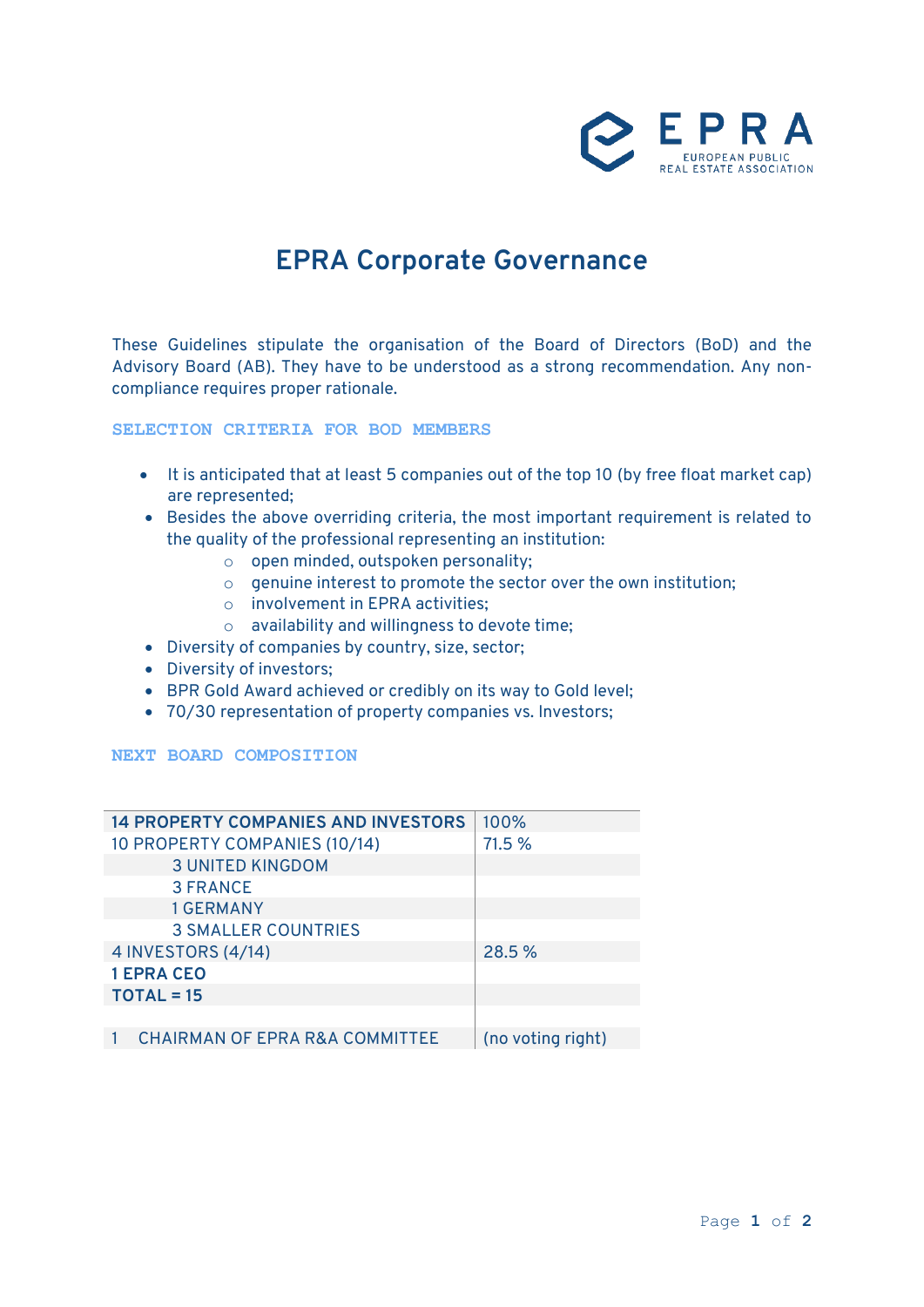# EPRA Corporate Governance

These Guidelines stipulate the organisation of the Board of Directors (BoD) and the Advisory Board (AB). They have to be understood as a strong recommendation. Any non-compliance requires proper rationale.

## SELECTION CRITERIA FOR BOD MEMBERS

- It is anticipated that at least 5 companies out of the top 10 (by free float market cap) are represented;
- Besides the above overriding criteria, the most important requirement is related to the quality of the professional representing an institution:
  - open minded, outspoken personality;
  - genuine interest to promote the sector over the own institution;
  - involvement in EPRA activities;
  - availability and willingness to devote time;
- Diversity of companies by country, size, sector;
- Diversity of investors;
- BPR Gold Award achieved or credibly on its way to Gold level;
- 70/30 representation of property companies vs. Investors;

## NEXT BOARD COMPOSITION

| **14 PROPERTY COMPANIES AND INVESTORS** | 100% |
|---|---|
| 10 PROPERTY COMPANIES (10/14) | 71.5 % |
| 3 UNITED KINGDOM | |
| 3 FRANCE | |
| 1 GERMANY | |
| 3 SMALLER COUNTRIES | |
| 4 INVESTORS (4/14) | 28.5 % |
| **1 EPRA CEO** | |
| **TOTAL = 15** | |
| | |
| 1 CHAIRMAN OF EPRA R&A COMMITTEE | (no voting right) |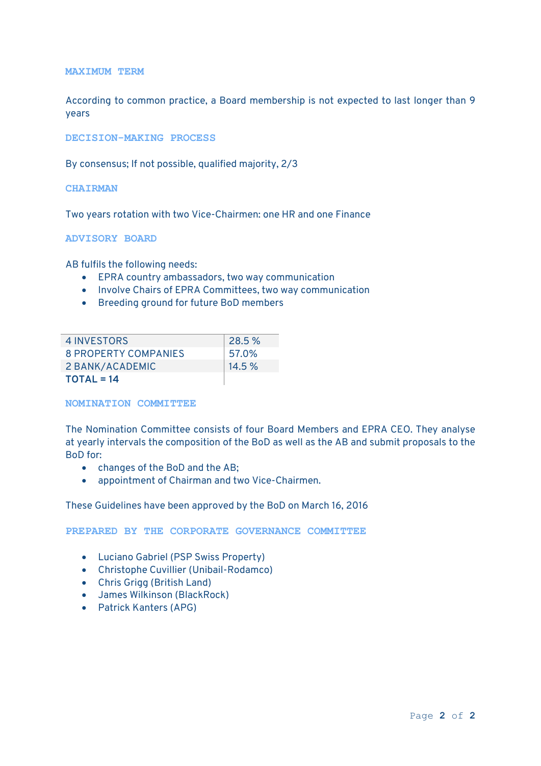## MAXIMUM TERM

According to common practice, a Board membership is not expected to last longer than 9 years

## DECISION-MAKING PROCESS

By consensus; If not possible, qualified majority, 2/3

## CHAIRMAN

Two years rotation with two Vice-Chairmen: one HR and one Finance

## ADVISORY BOARD

AB fulfils the following needs:

- EPRA country ambassadors, two way communication
- Involve Chairs of EPRA Committees, two way communication
- Breeding ground for future BoD members

| | |
|---|---|
| 4 INVESTORS | 28.5 % |
| 8 PROPERTY COMPANIES | 57.0% |
| 2 BANK/ACADEMIC | 14.5 % |
| **TOTAL = 14** | |

## NOMINATION COMMITTEE

The Nomination Committee consists of four Board Members and EPRA CEO. They analyse at yearly intervals the composition of the BoD as well as the AB and submit proposals to the BoD for:

- changes of the BoD and the AB;
- appointment of Chairman and two Vice-Chairmen.

These Guidelines have been approved by the BoD on March 16, 2016

## PREPARED BY THE CORPORATE GOVERNANCE COMMITTEE

- Luciano Gabriel (PSP Swiss Property)
- Christophe Cuvillier (Unibail-Rodamco)
- Chris Grigg (British Land)
- James Wilkinson (BlackRock)
- Patrick Kanters (APG)